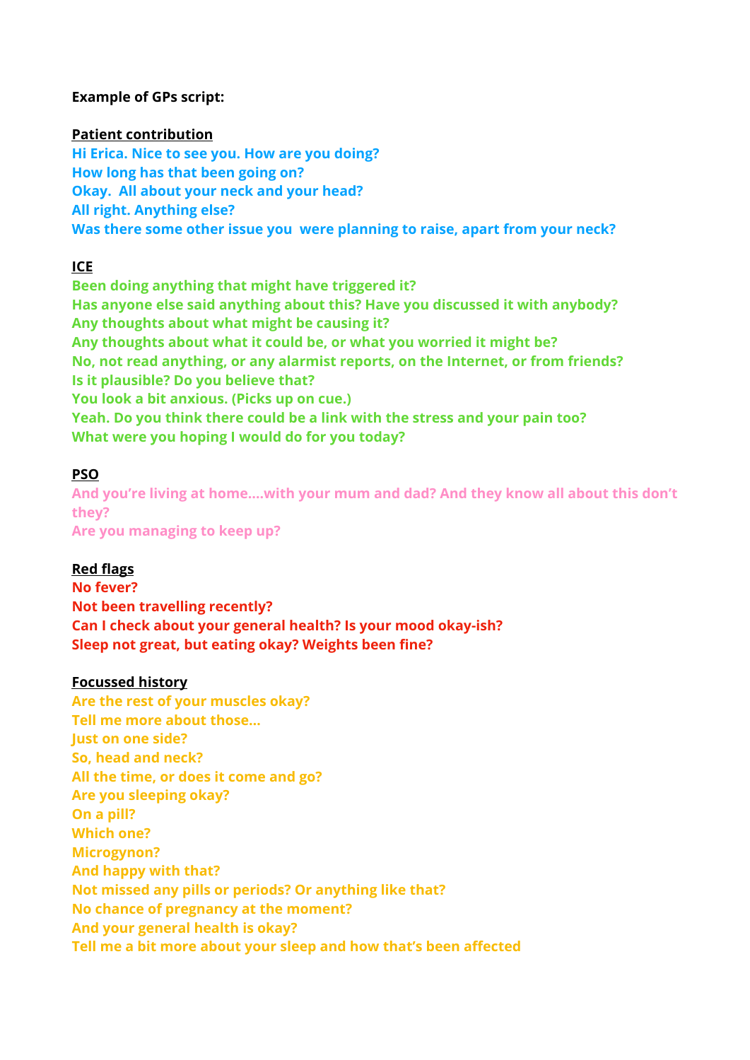**Example of GPs script:**

**Patient contribution**

**Hi Erica. Nice to see you. How are you doing?**
**How long has that been going on?**
**Okay. All about your neck and your head?**
**All right. Anything else?**
**Was there some other issue you were planning to raise, apart from your neck?**

**ICE**

**Been doing anything that might have triggered it?**
**Has anyone else said anything about this? Have you discussed it with anybody?**
**Any thoughts about what might be causing it?**
**Any thoughts about what it could be, or what you worried it might be?**
**No, not read anything, or any alarmist reports, on the Internet, or from friends?**
**Is it plausible? Do you believe that?**
**You look a bit anxious. (Picks up on cue.)**
**Yeah. Do you think there could be a link with the stress and your pain too?**
**What were you hoping I would do for you today?**

**PSO**

**And you're living at home....with your mum and dad? And they know all about this don't they?**
**Are you managing to keep up?**

**Red flags**

**No fever?**
**Not been travelling recently?**
**Can I check about your general health? Is your mood okay-ish?**
**Sleep not great, but eating okay? Weights been fine?**

**Focussed history**

**Are the rest of your muscles okay?**
**Tell me more about those...**
**Just on one side?**
**So, head and neck?**
**All the time, or does it come and go?**
**Are you sleeping okay?**
**On a pill?**
**Which one?**
**Microgynon?**
**And happy with that?**
**Not missed any pills or periods? Or anything like that?**
**No chance of pregnancy at the moment?**
**And your general health is okay?**
**Tell me a bit more about your sleep and how that's been affected**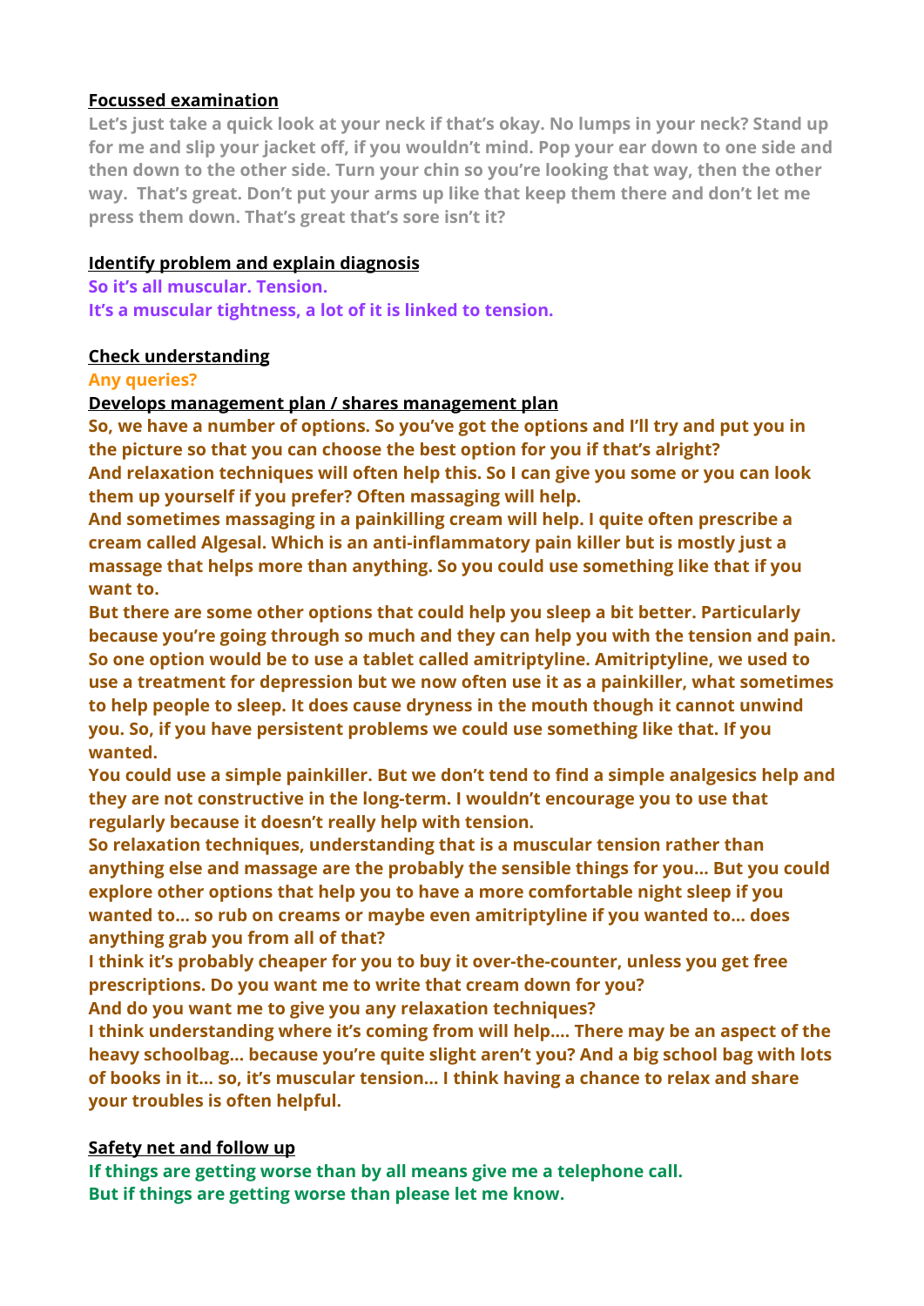**Focussed examination**

**Let's just take a quick look at your neck if that's okay. No lumps in your neck? Stand up for me and slip your jacket off, if you wouldn't mind. Pop your ear down to one side and then down to the other side. Turn your chin so you're looking that way, then the other way. That's great. Don't put your arms up like that keep them there and don't let me press them down. That's great that's sore isn't it?**

**Identify problem and explain diagnosis**

**So it's all muscular. Tension.**
**It's a muscular tightness, a lot of it is linked to tension.**

**Check understanding**

**Any queries?**

**Develops management plan / shares management plan**

**So, we have a number of options. So you've got the options and I'll try and put you in the picture so that you can choose the best option for you if that's alright?**
**And relaxation techniques will often help this. So I can give you some or you can look them up yourself if you prefer? Often massaging will help.**
**And sometimes massaging in a painkilling cream will help. I quite often prescribe a cream called Algesal. Which is an anti-inflammatory pain killer but is mostly just a massage that helps more than anything. So you could use something like that if you want to.**
**But there are some other options that could help you sleep a bit better. Particularly because you're going through so much and they can help you with the tension and pain. So one option would be to use a tablet called amitriptyline. Amitriptyline, we used to use a treatment for depression but we now often use it as a painkiller, what sometimes to help people to sleep. It does cause dryness in the mouth though it cannot unwind you. So, if you have persistent problems we could use something like that. If you wanted.**
**You could use a simple painkiller. But we don't tend to find a simple analgesics help and they are not constructive in the long-term. I wouldn't encourage you to use that regularly because it doesn't really help with tension.**
**So relaxation techniques, understanding that is a muscular tension rather than anything else and massage are the probably the sensible things for you... But you could explore other options that help you to have a more comfortable night sleep if you wanted to... so rub on creams or maybe even amitriptyline if you wanted to... does anything grab you from all of that?**
**I think it's probably cheaper for you to buy it over-the-counter, unless you get free prescriptions. Do you want me to write that cream down for you?**
**And do you want me to give you any relaxation techniques?**
**I think understanding where it's coming from will help.... There may be an aspect of the heavy schoolbag... because you're quite slight aren't you? And a big school bag with lots of books in it... so, it's muscular tension... I think having a chance to relax and share your troubles is often helpful.**

**Safety net and follow up**

**If things are getting worse than by all means give me a telephone call.**
**But if things are getting worse than please let me know.**